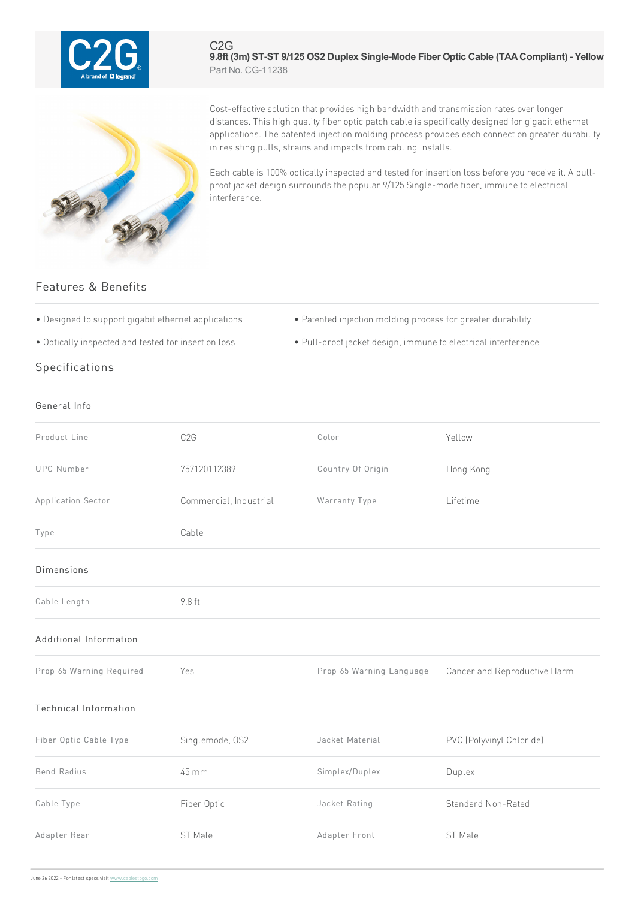C2G

# 9.8ft (3m) ST-ST 9/125 OS2 Duplex Single-Mode Fiber Optic Cable (TAA Compliant) - Yellow

Part No. CG-11238

Cost-effective solution that provides high bandwidth and transmission rates over longer distances. This high quality fiber optic patch cable is specifically designed for gigabit ethernet applications. The patented injection molding process provides each connection greater durability in resisting pulls, strains and impacts from cabling installs.

Each cable is 100% optically inspected and tested for insertion loss before you receive it. A pull-proof jacket design surrounds the popular 9/125 Single-mode fiber, immune to electrical interference.

## Features & Benefits

- Designed to support gigabit ethernet applications
- Optically inspected and tested for insertion loss
- Patented injection molding process for greater durability
- Pull-proof jacket design, immune to electrical interference

## Specifications

### General Info

| | | | |
|---|---|---|---|
| Product Line | C2G | Color | Yellow |
| UPC Number | 757120112389 | Country Of Origin | Hong Kong |
| Application Sector | Commercial, Industrial | Warranty Type | Lifetime |
| Type | Cable | | |

### Dimensions

| | |
|---|---|
| Cable Length | 9.8 ft |

### Additional Information

| | | | |
|---|---|---|---|
| Prop 65 Warning Required | Yes | Prop 65 Warning Language | Cancer and Reproductive Harm |

### Technical Information

| | | | |
|---|---|---|---|
| Fiber Optic Cable Type | Singlemode, OS2 | Jacket Material | PVC (Polyvinyl Chloride) |
| Bend Radius | 45 mm | Simplex/Duplex | Duplex |
| Cable Type | Fiber Optic | Jacket Rating | Standard Non-Rated |
| Adapter Rear | ST Male | Adapter Front | ST Male |

June 26 2022 - For latest specs visit www.cablestogo.com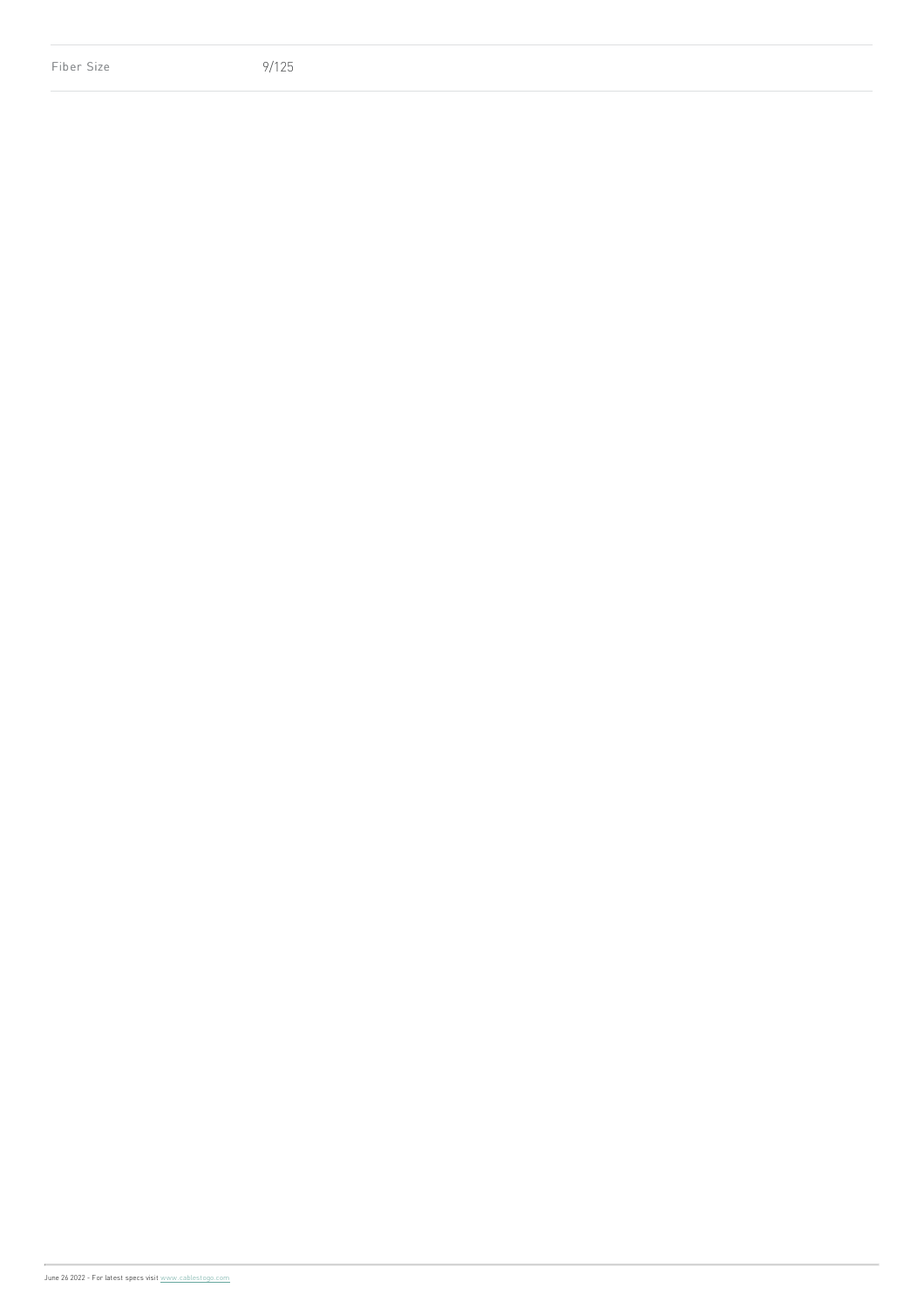| | |
|---|---|
| Fiber Size | 9/125 |